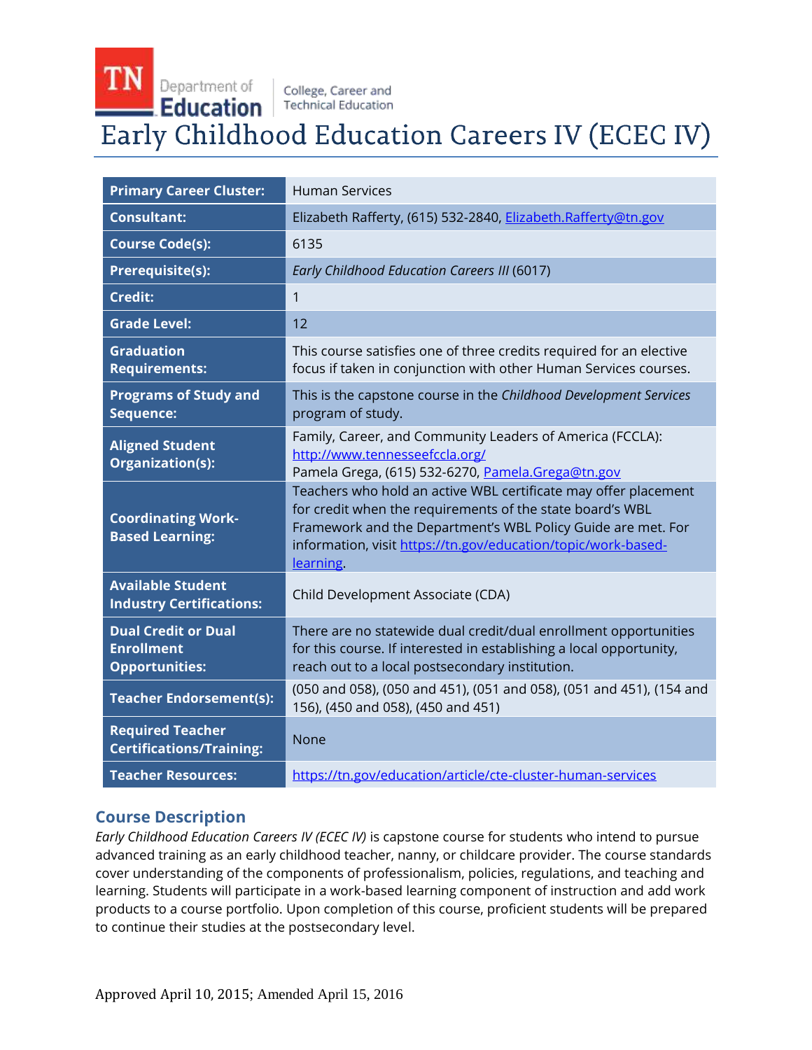TN Department of Education | College, Career and Technical Education

# Early Childhood Education Careers IV (ECEC IV)

| | |
|---|---|
| **Primary Career Cluster:** | Human Services |
| **Consultant:** | Elizabeth Rafferty, (615) 532-2840, Elizabeth.Rafferty@tn.gov |
| **Course Code(s):** | 6135 |
| **Prerequisite(s):** | *Early Childhood Education Careers III* (6017) |
| **Credit:** | 1 |
| **Grade Level:** | 12 |
| **Graduation Requirements:** | This course satisfies one of three credits required for an elective focus if taken in conjunction with other Human Services courses. |
| **Programs of Study and Sequence:** | This is the capstone course in the *Childhood Development Services* program of study. |
| **Aligned Student Organization(s):** | Family, Career, and Community Leaders of America (FCCLA): http://www.tennesseefccla.org/ Pamela Grega, (615) 532-6270, Pamela.Grega@tn.gov |
| **Coordinating Work-Based Learning:** | Teachers who hold an active WBL certificate may offer placement for credit when the requirements of the state board's WBL Framework and the Department's WBL Policy Guide are met. For information, visit https://tn.gov/education/topic/work-based-learning. |
| **Available Student Industry Certifications:** | Child Development Associate (CDA) |
| **Dual Credit or Dual Enrollment Opportunities:** | There are no statewide dual credit/dual enrollment opportunities for this course. If interested in establishing a local opportunity, reach out to a local postsecondary institution. |
| **Teacher Endorsement(s):** | (050 and 058), (050 and 451), (051 and 058), (051 and 451), (154 and 156), (450 and 058), (450 and 451) |
| **Required Teacher Certifications/Training:** | None |
| **Teacher Resources:** | https://tn.gov/education/article/cte-cluster-human-services |

## Course Description

*Early Childhood Education Careers IV (ECEC IV)* is capstone course for students who intend to pursue advanced training as an early childhood teacher, nanny, or childcare provider. The course standards cover understanding of the components of professionalism, policies, regulations, and teaching and learning. Students will participate in a work-based learning component of instruction and add work products to a course portfolio. Upon completion of this course, proficient students will be prepared to continue their studies at the postsecondary level.

Approved April 10, 2015; Amended April 15, 2016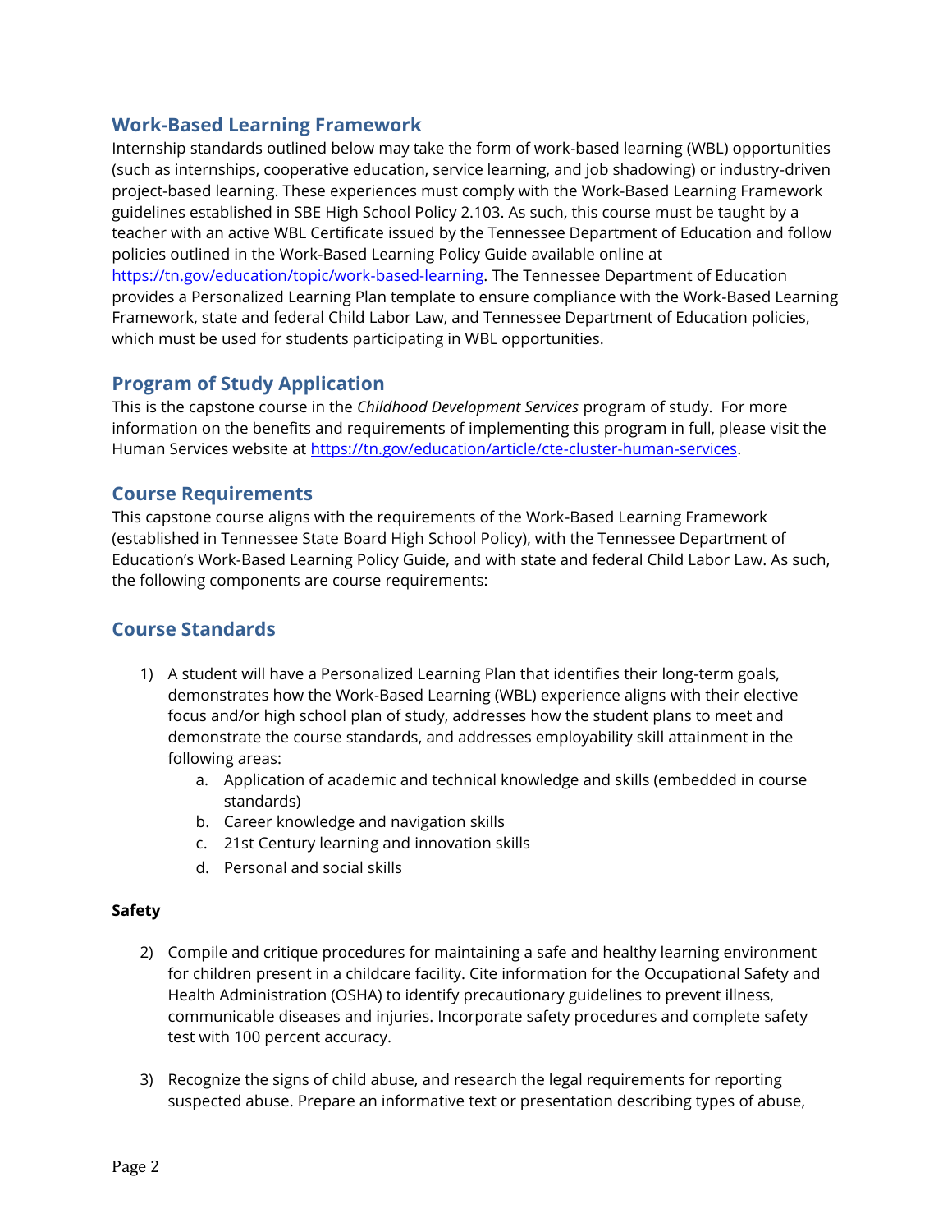## Work-Based Learning Framework

Internship standards outlined below may take the form of work-based learning (WBL) opportunities (such as internships, cooperative education, service learning, and job shadowing) or industry-driven project-based learning. These experiences must comply with the Work-Based Learning Framework guidelines established in SBE High School Policy 2.103. As such, this course must be taught by a teacher with an active WBL Certificate issued by the Tennessee Department of Education and follow policies outlined in the Work-Based Learning Policy Guide available online at [https://tn.gov/education/topic/work-based-learning](https://tn.gov/education/topic/work-based-learning). The Tennessee Department of Education provides a Personalized Learning Plan template to ensure compliance with the Work-Based Learning Framework, state and federal Child Labor Law, and Tennessee Department of Education policies, which must be used for students participating in WBL opportunities.

## Program of Study Application

This is the capstone course in the *Childhood Development Services* program of study. For more information on the benefits and requirements of implementing this program in full, please visit the Human Services website at [https://tn.gov/education/article/cte-cluster-human-services](https://tn.gov/education/article/cte-cluster-human-services).

## Course Requirements

This capstone course aligns with the requirements of the Work-Based Learning Framework (established in Tennessee State Board High School Policy), with the Tennessee Department of Education's Work-Based Learning Policy Guide, and with state and federal Child Labor Law. As such, the following components are course requirements:

## Course Standards

1) A student will have a Personalized Learning Plan that identifies their long-term goals, demonstrates how the Work-Based Learning (WBL) experience aligns with their elective focus and/or high school plan of study, addresses how the student plans to meet and demonstrate the course standards, and addresses employability skill attainment in the following areas:
    a. Application of academic and technical knowledge and skills (embedded in course standards)
    b. Career knowledge and navigation skills
    c. 21st Century learning and innovation skills
    d. Personal and social skills

**Safety**

2) Compile and critique procedures for maintaining a safe and healthy learning environment for children present in a childcare facility. Cite information for the Occupational Safety and Health Administration (OSHA) to identify precautionary guidelines to prevent illness, communicable diseases and injuries. Incorporate safety procedures and complete safety test with 100 percent accuracy.

3) Recognize the signs of child abuse, and research the legal requirements for reporting suspected abuse. Prepare an informative text or presentation describing types of abuse,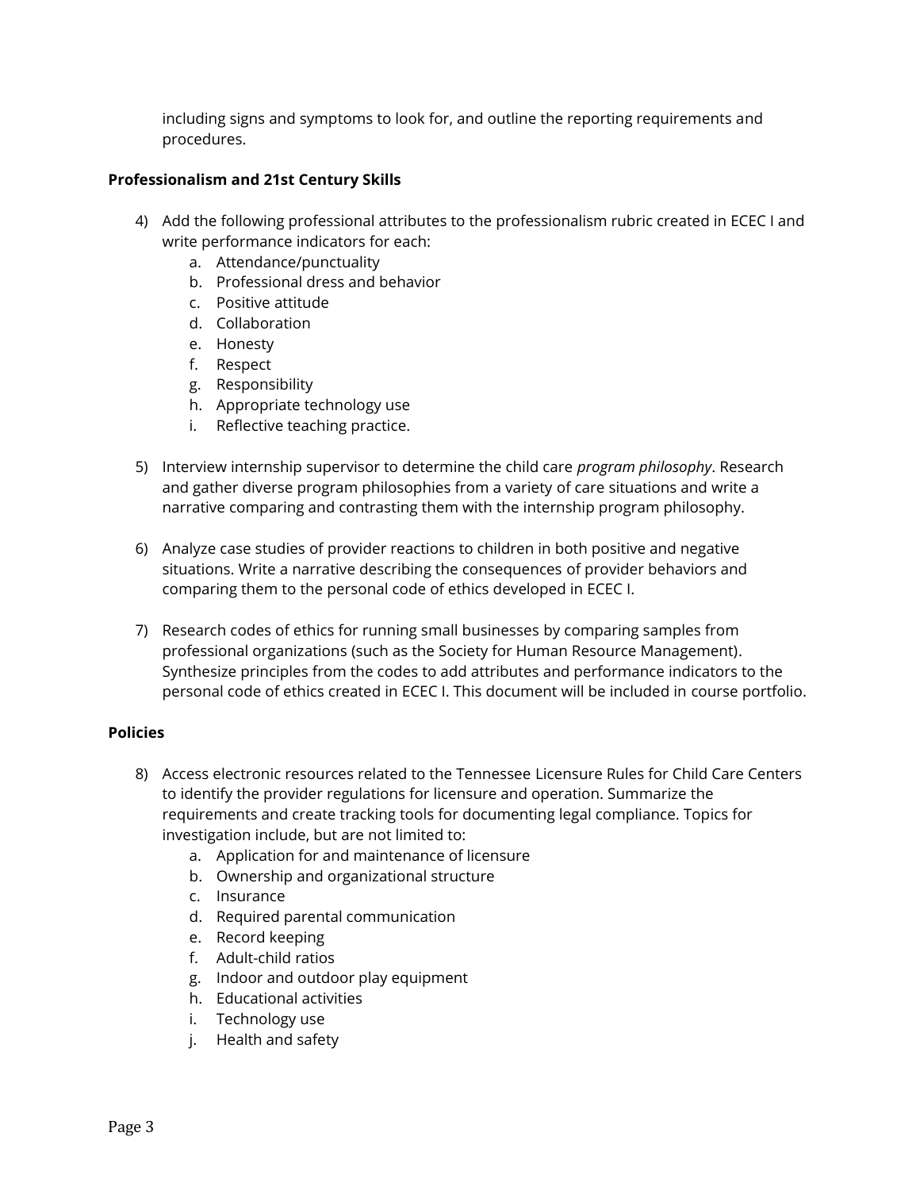including signs and symptoms to look for, and outline the reporting requirements and procedures.

**Professionalism and 21st Century Skills**

4) Add the following professional attributes to the professionalism rubric created in ECEC I and write performance indicators for each:
    a. Attendance/punctuality
    b. Professional dress and behavior
    c. Positive attitude
    d. Collaboration
    e. Honesty
    f. Respect
    g. Responsibility
    h. Appropriate technology use
    i. Reflective teaching practice.

5) Interview internship supervisor to determine the child care *program philosophy*. Research and gather diverse program philosophies from a variety of care situations and write a narrative comparing and contrasting them with the internship program philosophy.

6) Analyze case studies of provider reactions to children in both positive and negative situations. Write a narrative describing the consequences of provider behaviors and comparing them to the personal code of ethics developed in ECEC I.

7) Research codes of ethics for running small businesses by comparing samples from professional organizations (such as the Society for Human Resource Management). Synthesize principles from the codes to add attributes and performance indicators to the personal code of ethics created in ECEC I. This document will be included in course portfolio.

**Policies**

8) Access electronic resources related to the Tennessee Licensure Rules for Child Care Centers to identify the provider regulations for licensure and operation. Summarize the requirements and create tracking tools for documenting legal compliance. Topics for investigation include, but are not limited to:
    a. Application for and maintenance of licensure
    b. Ownership and organizational structure
    c. Insurance
    d. Required parental communication
    e. Record keeping
    f. Adult-child ratios
    g. Indoor and outdoor play equipment
    h. Educational activities
    i. Technology use
    j. Health and safety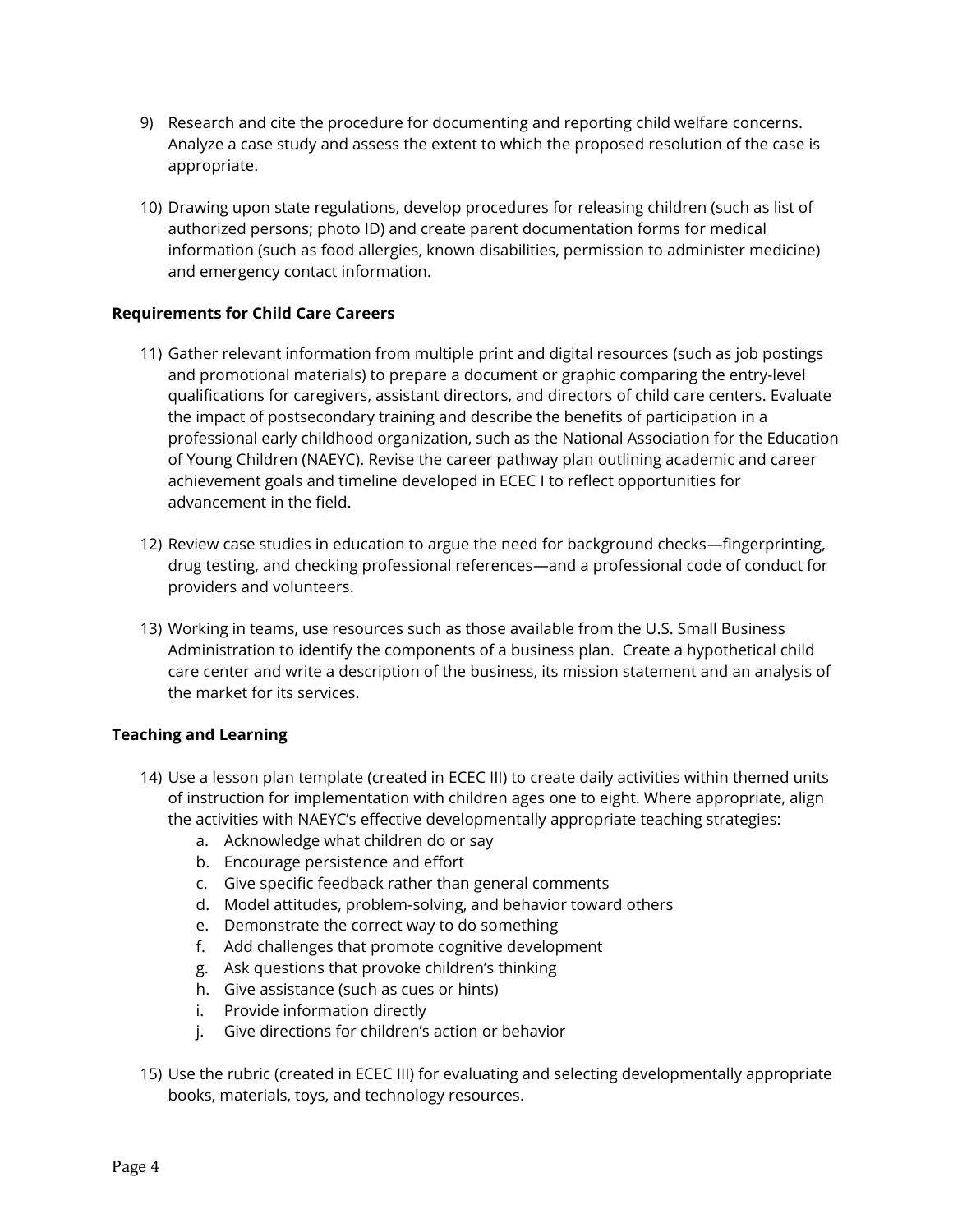9) Research and cite the procedure for documenting and reporting child welfare concerns. Analyze a case study and assess the extent to which the proposed resolution of the case is appropriate.

10) Drawing upon state regulations, develop procedures for releasing children (such as list of authorized persons; photo ID) and create parent documentation forms for medical information (such as food allergies, known disabilities, permission to administer medicine) and emergency contact information.

**Requirements for Child Care Careers**

11) Gather relevant information from multiple print and digital resources (such as job postings and promotional materials) to prepare a document or graphic comparing the entry-level qualifications for caregivers, assistant directors, and directors of child care centers. Evaluate the impact of postsecondary training and describe the benefits of participation in a professional early childhood organization, such as the National Association for the Education of Young Children (NAEYC). Revise the career pathway plan outlining academic and career achievement goals and timeline developed in ECEC I to reflect opportunities for advancement in the field.

12) Review case studies in education to argue the need for background checks—fingerprinting, drug testing, and checking professional references—and a professional code of conduct for providers and volunteers.

13) Working in teams, use resources such as those available from the U.S. Small Business Administration to identify the components of a business plan. Create a hypothetical child care center and write a description of the business, its mission statement and an analysis of the market for its services.

**Teaching and Learning**

14) Use a lesson plan template (created in ECEC III) to create daily activities within themed units of instruction for implementation with children ages one to eight. Where appropriate, align the activities with NAEYC's effective developmentally appropriate teaching strategies:
    a. Acknowledge what children do or say
    b. Encourage persistence and effort
    c. Give specific feedback rather than general comments
    d. Model attitudes, problem-solving, and behavior toward others
    e. Demonstrate the correct way to do something
    f. Add challenges that promote cognitive development
    g. Ask questions that provoke children's thinking
    h. Give assistance (such as cues or hints)
    i. Provide information directly
    j. Give directions for children's action or behavior

15) Use the rubric (created in ECEC III) for evaluating and selecting developmentally appropriate books, materials, toys, and technology resources.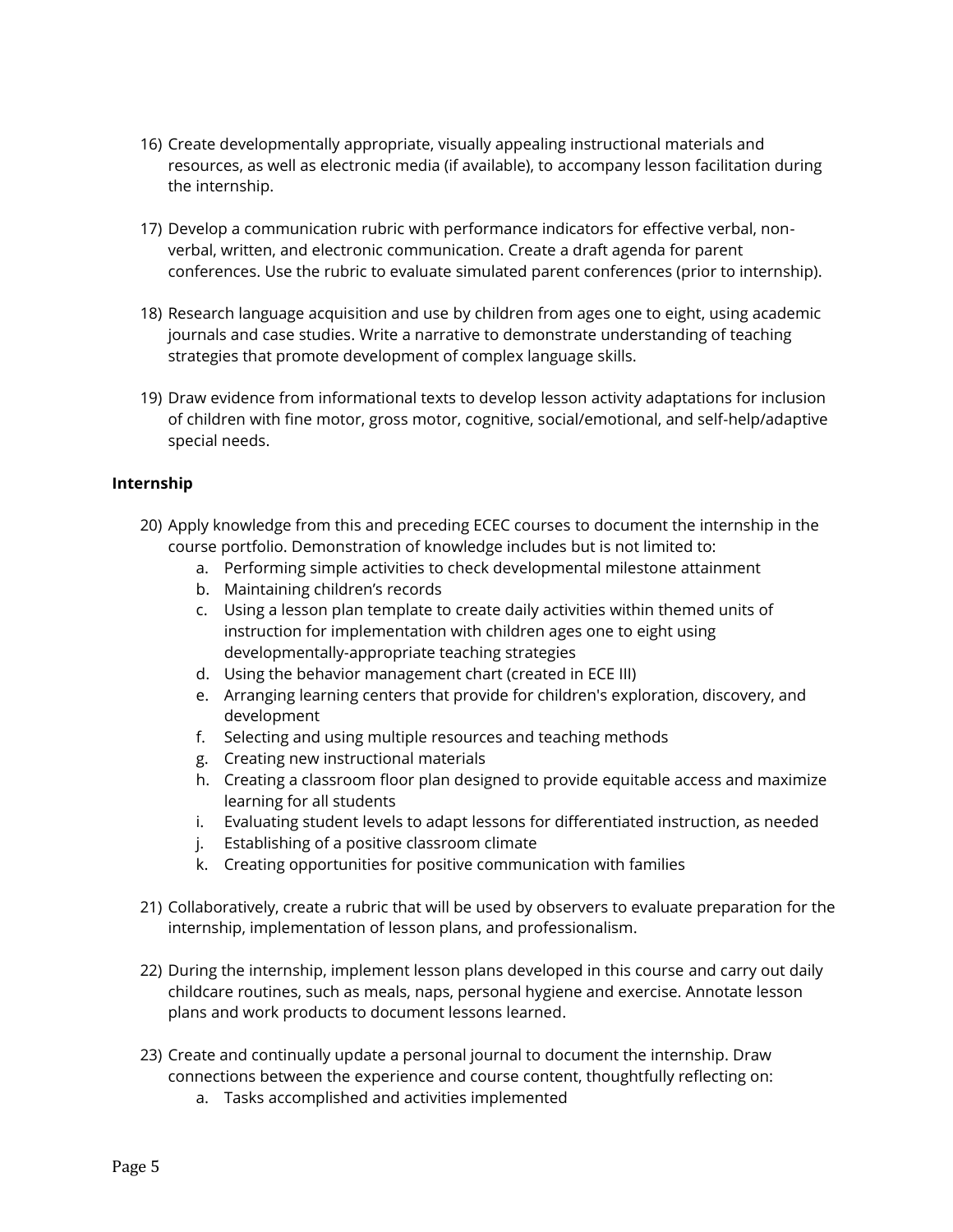16) Create developmentally appropriate, visually appealing instructional materials and resources, as well as electronic media (if available), to accompany lesson facilitation during the internship.

17) Develop a communication rubric with performance indicators for effective verbal, non-verbal, written, and electronic communication. Create a draft agenda for parent conferences. Use the rubric to evaluate simulated parent conferences (prior to internship).

18) Research language acquisition and use by children from ages one to eight, using academic journals and case studies. Write a narrative to demonstrate understanding of teaching strategies that promote development of complex language skills.

19) Draw evidence from informational texts to develop lesson activity adaptations for inclusion of children with fine motor, gross motor, cognitive, social/emotional, and self-help/adaptive special needs.

**Internship**

20) Apply knowledge from this and preceding ECEC courses to document the internship in the course portfolio. Demonstration of knowledge includes but is not limited to:
    a. Performing simple activities to check developmental milestone attainment
    b. Maintaining children's records
    c. Using a lesson plan template to create daily activities within themed units of instruction for implementation with children ages one to eight using developmentally-appropriate teaching strategies
    d. Using the behavior management chart (created in ECE III)
    e. Arranging learning centers that provide for children's exploration, discovery, and development
    f. Selecting and using multiple resources and teaching methods
    g. Creating new instructional materials
    h. Creating a classroom floor plan designed to provide equitable access and maximize learning for all students
    i. Evaluating student levels to adapt lessons for differentiated instruction, as needed
    j. Establishing of a positive classroom climate
    k. Creating opportunities for positive communication with families

21) Collaboratively, create a rubric that will be used by observers to evaluate preparation for the internship, implementation of lesson plans, and professionalism.

22) During the internship, implement lesson plans developed in this course and carry out daily childcare routines, such as meals, naps, personal hygiene and exercise. Annotate lesson plans and work products to document lessons learned.

23) Create and continually update a personal journal to document the internship. Draw connections between the experience and course content, thoughtfully reflecting on:
    a. Tasks accomplished and activities implemented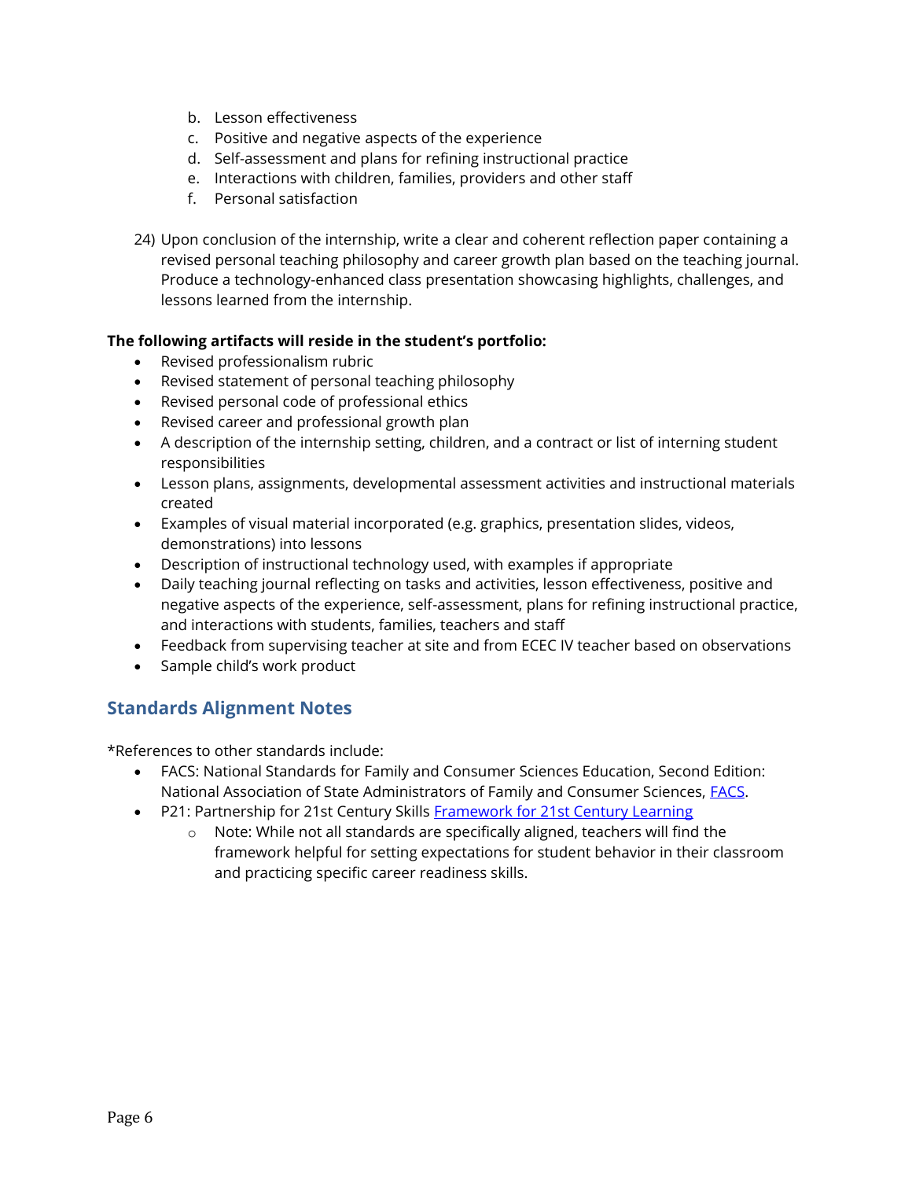b. Lesson effectiveness
  c. Positive and negative aspects of the experience
  d. Self-assessment and plans for refining instructional practice
  e. Interactions with children, families, providers and other staff
  f. Personal satisfaction

24) Upon conclusion of the internship, write a clear and coherent reflection paper containing a revised personal teaching philosophy and career growth plan based on the teaching journal. Produce a technology-enhanced class presentation showcasing highlights, challenges, and lessons learned from the internship.

**The following artifacts will reside in the student's portfolio:**

- Revised professionalism rubric
- Revised statement of personal teaching philosophy
- Revised personal code of professional ethics
- Revised career and professional growth plan
- A description of the internship setting, children, and a contract or list of interning student responsibilities
- Lesson plans, assignments, developmental assessment activities and instructional materials created
- Examples of visual material incorporated (e.g. graphics, presentation slides, videos, demonstrations) into lessons
- Description of instructional technology used, with examples if appropriate
- Daily teaching journal reflecting on tasks and activities, lesson effectiveness, positive and negative aspects of the experience, self-assessment, plans for refining instructional practice, and interactions with students, families, teachers and staff
- Feedback from supervising teacher at site and from ECEC IV teacher based on observations
- Sample child's work product

## Standards Alignment Notes

*References to other standards include:

- FACS: National Standards for Family and Consumer Sciences Education, Second Edition: National Association of State Administrators of Family and Consumer Sciences, FACS.
- P21: Partnership for 21st Century Skills Framework for 21st Century Learning
  - Note: While not all standards are specifically aligned, teachers will find the framework helpful for setting expectations for student behavior in their classroom and practicing specific career readiness skills.